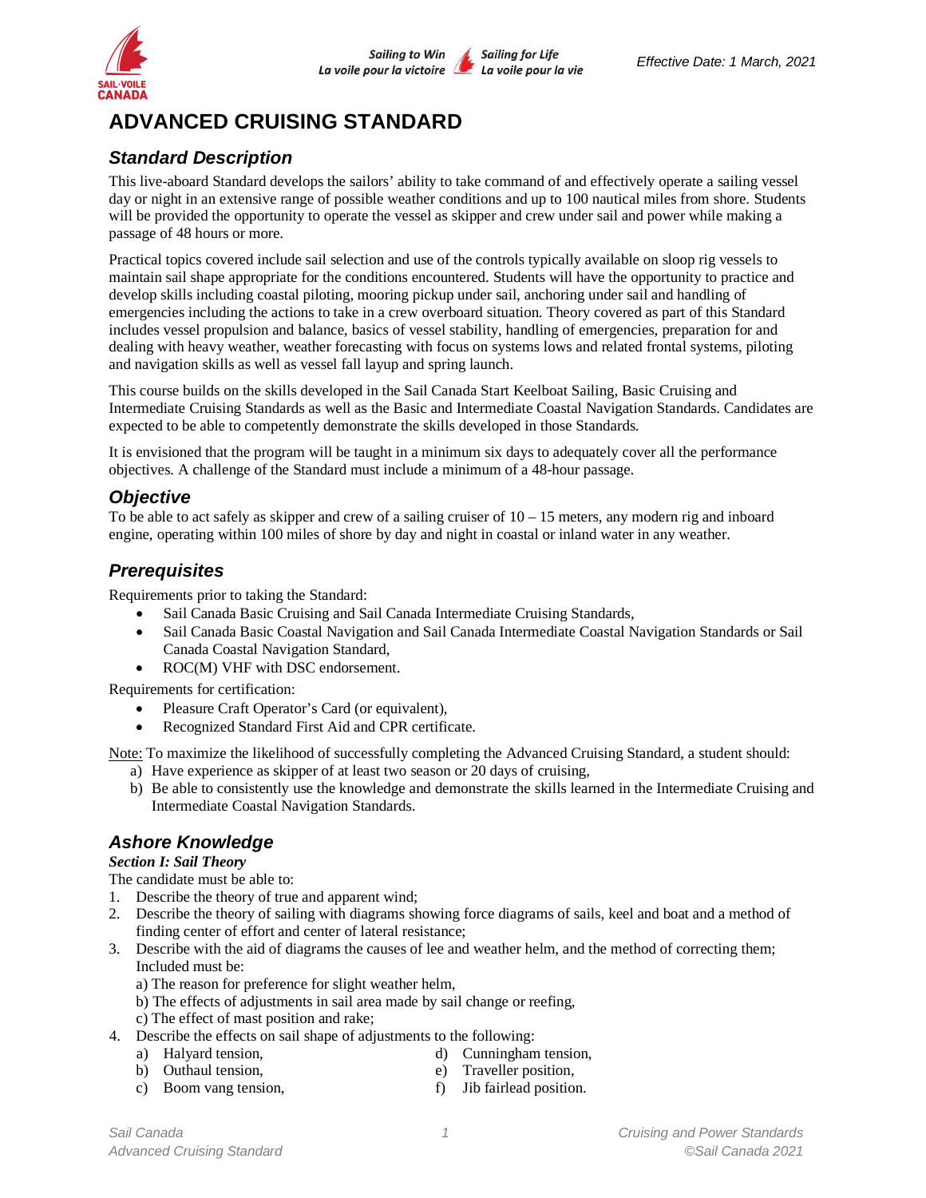Effective Date: 1 March, 2021

# ADVANCED CRUISING STANDARD

## *Standard Description*

This live-aboard Standard develops the sailors' ability to take command of and effectively operate a sailing vessel day or night in an extensive range of possible weather conditions and up to 100 nautical miles from shore. Students will be provided the opportunity to operate the vessel as skipper and crew under sail and power while making a passage of 48 hours or more.

Practical topics covered include sail selection and use of the controls typically available on sloop rig vessels to maintain sail shape appropriate for the conditions encountered. Students will have the opportunity to practice and develop skills including coastal piloting, mooring pickup under sail, anchoring under sail and handling of emergencies including the actions to take in a crew overboard situation. Theory covered as part of this Standard includes vessel propulsion and balance, basics of vessel stability, handling of emergencies, preparation for and dealing with heavy weather, weather forecasting with focus on systems lows and related frontal systems, piloting and navigation skills as well as vessel fall layup and spring launch.

This course builds on the skills developed in the Sail Canada Start Keelboat Sailing, Basic Cruising and Intermediate Cruising Standards as well as the Basic and Intermediate Coastal Navigation Standards. Candidates are expected to be able to competently demonstrate the skills developed in those Standards.

It is envisioned that the program will be taught in a minimum six days to adequately cover all the performance objectives. A challenge of the Standard must include a minimum of a 48-hour passage.

## *Objective*

To be able to act safely as skipper and crew of a sailing cruiser of 10 – 15 meters, any modern rig and inboard engine, operating within 100 miles of shore by day and night in coastal or inland water in any weather.

## *Prerequisites*

Requirements prior to taking the Standard:

- Sail Canada Basic Cruising and Sail Canada Intermediate Cruising Standards,
- Sail Canada Basic Coastal Navigation and Sail Canada Intermediate Coastal Navigation Standards or Sail Canada Coastal Navigation Standard,
- ROC(M) VHF with DSC endorsement.

Requirements for certification:

- Pleasure Craft Operator's Card (or equivalent),
- Recognized Standard First Aid and CPR certificate.

Note: To maximize the likelihood of successfully completing the Advanced Cruising Standard, a student should:

a) Have experience as skipper of at least two season or 20 days of cruising,
b) Be able to consistently use the knowledge and demonstrate the skills learned in the Intermediate Cruising and Intermediate Coastal Navigation Standards.

## *Ashore Knowledge*

***Section I: Sail Theory***

The candidate must be able to:

1. Describe the theory of true and apparent wind;
2. Describe the theory of sailing with diagrams showing force diagrams of sails, keel and boat and a method of finding center of effort and center of lateral resistance;
3. Describe with the aid of diagrams the causes of lee and weather helm, and the method of correcting them; Included must be:
   a) The reason for preference for slight weather helm,
   b) The effects of adjustments in sail area made by sail change or reefing,
   c) The effect of mast position and rake;
4. Describe the effects on sail shape of adjustments to the following:
   a) Halyard tension,
   b) Outhaul tension,
   c) Boom vang tension,
   d) Cunningham tension,
   e) Traveller position,
   f) Jib fairlead position.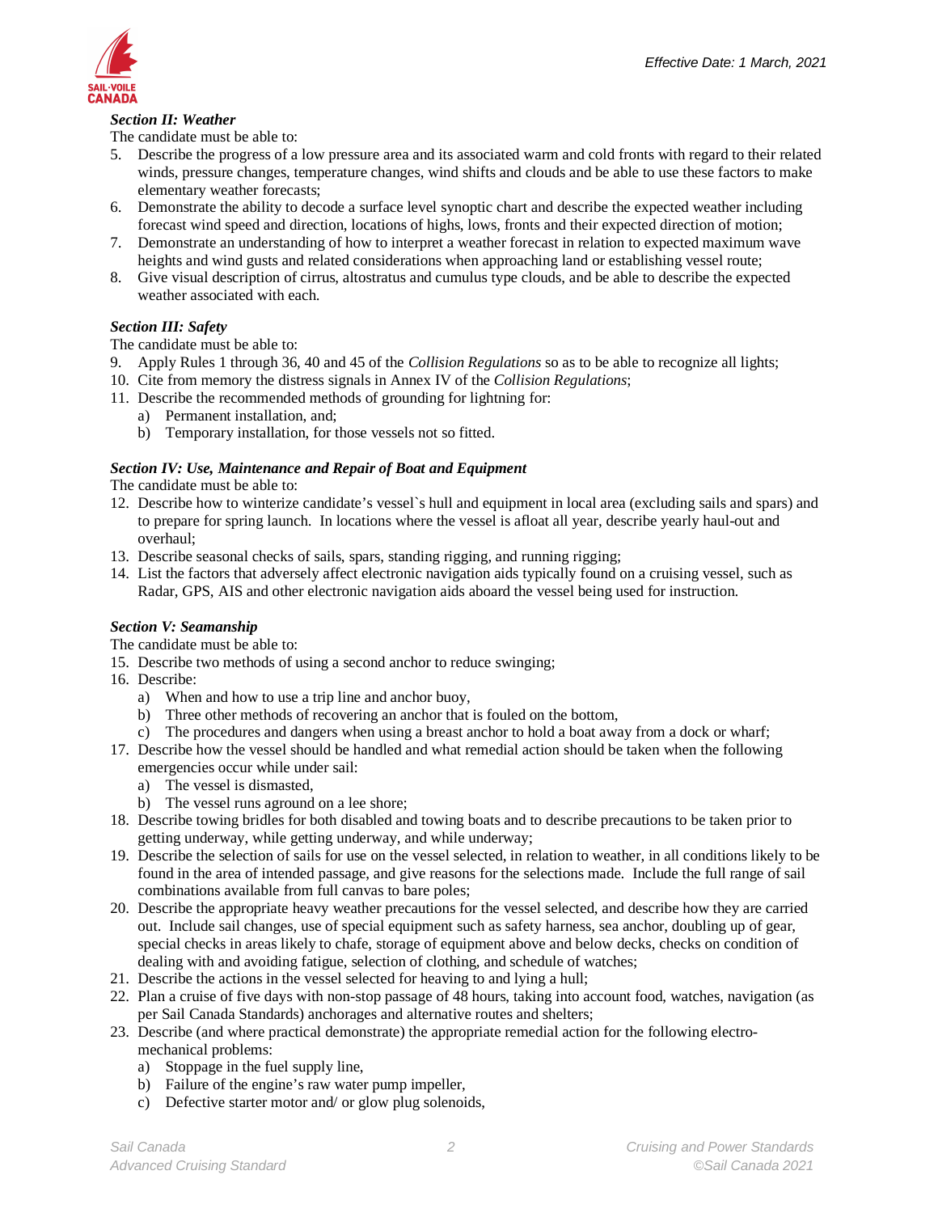*Section II: Weather*

The candidate must be able to:

5. Describe the progress of a low pressure area and its associated warm and cold fronts with regard to their related winds, pressure changes, temperature changes, wind shifts and clouds and be able to use these factors to make elementary weather forecasts;
6. Demonstrate the ability to decode a surface level synoptic chart and describe the expected weather including forecast wind speed and direction, locations of highs, lows, fronts and their expected direction of motion;
7. Demonstrate an understanding of how to interpret a weather forecast in relation to expected maximum wave heights and wind gusts and related considerations when approaching land or establishing vessel route;
8. Give visual description of cirrus, altostratus and cumulus type clouds, and be able to describe the expected weather associated with each.

*Section III: Safety*

The candidate must be able to:

9. Apply Rules 1 through 36, 40 and 45 of the *Collision Regulations* so as to be able to recognize all lights;
10. Cite from memory the distress signals in Annex IV of the *Collision Regulations*;
11. Describe the recommended methods of grounding for lightning for:
    a) Permanent installation, and;
    b) Temporary installation, for those vessels not so fitted.

*Section IV: Use, Maintenance and Repair of Boat and Equipment*

The candidate must be able to:

12. Describe how to winterize candidate's vessel`s hull and equipment in local area (excluding sails and spars) and to prepare for spring launch. In locations where the vessel is afloat all year, describe yearly haul-out and overhaul;
13. Describe seasonal checks of sails, spars, standing rigging, and running rigging;
14. List the factors that adversely affect electronic navigation aids typically found on a cruising vessel, such as Radar, GPS, AIS and other electronic navigation aids aboard the vessel being used for instruction.

*Section V: Seamanship*

The candidate must be able to:

15. Describe two methods of using a second anchor to reduce swinging;
16. Describe:
    a) When and how to use a trip line and anchor buoy,
    b) Three other methods of recovering an anchor that is fouled on the bottom,
    c) The procedures and dangers when using a breast anchor to hold a boat away from a dock or wharf;
17. Describe how the vessel should be handled and what remedial action should be taken when the following emergencies occur while under sail:
    a) The vessel is dismasted,
    b) The vessel runs aground on a lee shore;
18. Describe towing bridles for both disabled and towing boats and to describe precautions to be taken prior to getting underway, while getting underway, and while underway;
19. Describe the selection of sails for use on the vessel selected, in relation to weather, in all conditions likely to be found in the area of intended passage, and give reasons for the selections made. Include the full range of sail combinations available from full canvas to bare poles;
20. Describe the appropriate heavy weather precautions for the vessel selected, and describe how they are carried out. Include sail changes, use of special equipment such as safety harness, sea anchor, doubling up of gear, special checks in areas likely to chafe, storage of equipment above and below decks, checks on condition of dealing with and avoiding fatigue, selection of clothing, and schedule of watches;
21. Describe the actions in the vessel selected for heaving to and lying a hull;
22. Plan a cruise of five days with non-stop passage of 48 hours, taking into account food, watches, navigation (as per Sail Canada Standards) anchorages and alternative routes and shelters;
23. Describe (and where practical demonstrate) the appropriate remedial action for the following electro-mechanical problems:
    a) Stoppage in the fuel supply line,
    b) Failure of the engine's raw water pump impeller,
    c) Defective starter motor and/ or glow plug solenoids,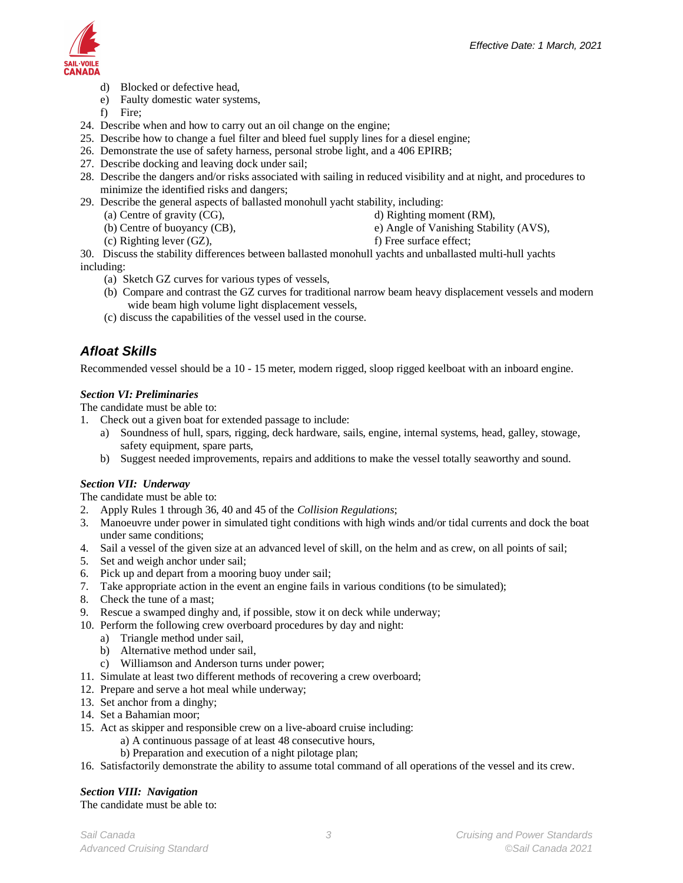d) Blocked or defective head,
e) Faulty domestic water systems,
f) Fire;

24. Describe when and how to carry out an oil change on the engine;
25. Describe how to change a fuel filter and bleed fuel supply lines for a diesel engine;
26. Demonstrate the use of safety harness, personal strobe light, and a 406 EPIRB;
27. Describe docking and leaving dock under sail;
28. Describe the dangers and/or risks associated with sailing in reduced visibility and at night, and procedures to minimize the identified risks and dangers;
29. Describe the general aspects of ballasted monohull yacht stability, including:
    (a) Centre of gravity (CG),
    (b) Centre of buoyancy (CB),
    (c) Righting lever (GZ),
    d) Righting moment (RM),
    e) Angle of Vanishing Stability (AVS),
    f) Free surface effect;
30. Discuss the stability differences between ballasted monohull yachts and unballasted multi-hull yachts including:
    (a) Sketch GZ curves for various types of vessels,
    (b) Compare and contrast the GZ curves for traditional narrow beam heavy displacement vessels and modern wide beam high volume light displacement vessels,
    (c) discuss the capabilities of the vessel used in the course.

## *Afloat Skills*

Recommended vessel should be a 10 - 15 meter, modern rigged, sloop rigged keelboat with an inboard engine.

### *Section VI: Preliminaries*

The candidate must be able to:

1. Check out a given boat for extended passage to include:
   a) Soundness of hull, spars, rigging, deck hardware, sails, engine, internal systems, head, galley, stowage, safety equipment, spare parts,
   b) Suggest needed improvements, repairs and additions to make the vessel totally seaworthy and sound.

### *Section VII: Underway*

The candidate must be able to:

2. Apply Rules 1 through 36, 40 and 45 of the *Collision Regulations*;
3. Manoeuvre under power in simulated tight conditions with high winds and/or tidal currents and dock the boat under same conditions;
4. Sail a vessel of the given size at an advanced level of skill, on the helm and as crew, on all points of sail;
5. Set and weigh anchor under sail;
6. Pick up and depart from a mooring buoy under sail;
7. Take appropriate action in the event an engine fails in various conditions (to be simulated);
8. Check the tune of a mast;
9. Rescue a swamped dinghy and, if possible, stow it on deck while underway;
10. Perform the following crew overboard procedures by day and night:
    a) Triangle method under sail,
    b) Alternative method under sail,
    c) Williamson and Anderson turns under power;
11. Simulate at least two different methods of recovering a crew overboard;
12. Prepare and serve a hot meal while underway;
13. Set anchor from a dinghy;
14. Set a Bahamian moor;
15. Act as skipper and responsible crew on a live-aboard cruise including:
    a) A continuous passage of at least 48 consecutive hours,
    b) Preparation and execution of a night pilotage plan;
16. Satisfactorily demonstrate the ability to assume total command of all operations of the vessel and its crew.

### *Section VIII: Navigation*

The candidate must be able to: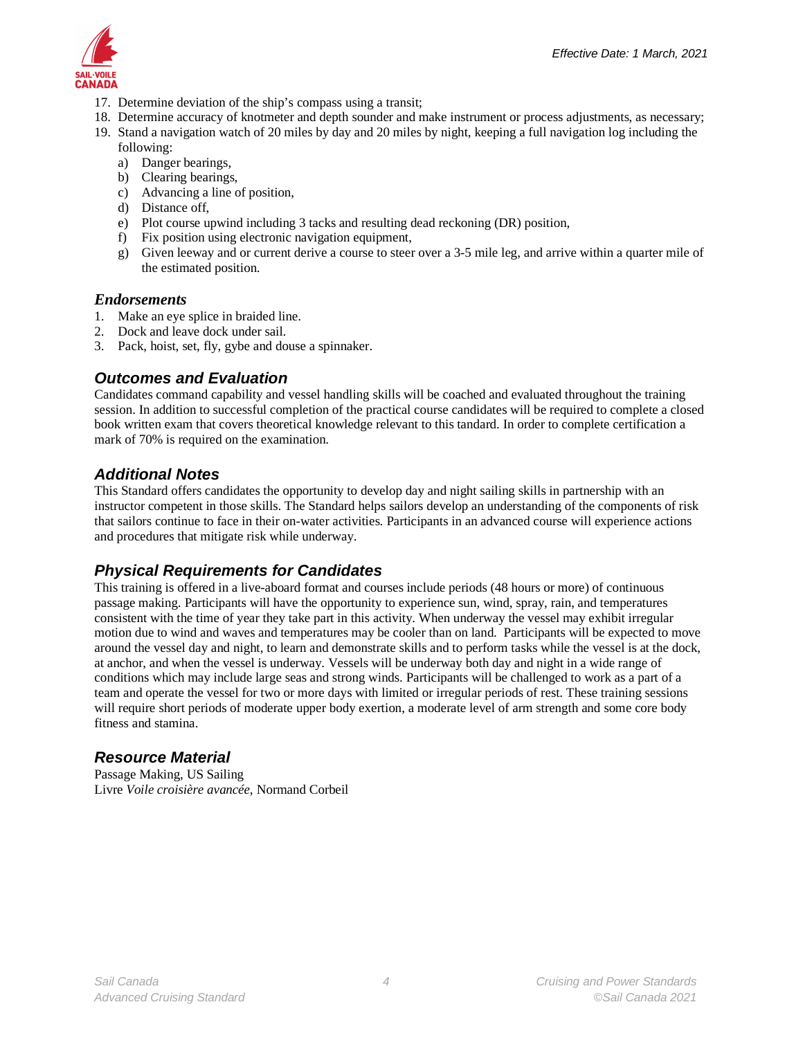17. Determine deviation of the ship's compass using a transit;
18. Determine accuracy of knotmeter and depth sounder and make instrument or process adjustments, as necessary;
19. Stand a navigation watch of 20 miles by day and 20 miles by night, keeping a full navigation log including the following:
    a) Danger bearings,
    b) Clearing bearings,
    c) Advancing a line of position,
    d) Distance off,
    e) Plot course upwind including 3 tacks and resulting dead reckoning (DR) position,
    f) Fix position using electronic navigation equipment,
    g) Given leeway and or current derive a course to steer over a 3-5 mile leg, and arrive within a quarter mile of the estimated position.

### *Endorsements*

1. Make an eye splice in braided line.
2. Dock and leave dock under sail.
3. Pack, hoist, set, fly, gybe and douse a spinnaker.

## *Outcomes and Evaluation*

Candidates command capability and vessel handling skills will be coached and evaluated throughout the training session. In addition to successful completion of the practical course candidates will be required to complete a closed book written exam that covers theoretical knowledge relevant to this tandard. In order to complete certification a mark of 70% is required on the examination.

## *Additional Notes*

This Standard offers candidates the opportunity to develop day and night sailing skills in partnership with an instructor competent in those skills. The Standard helps sailors develop an understanding of the components of risk that sailors continue to face in their on-water activities. Participants in an advanced course will experience actions and procedures that mitigate risk while underway.

## *Physical Requirements for Candidates*

This training is offered in a live-aboard format and courses include periods (48 hours or more) of continuous passage making. Participants will have the opportunity to experience sun, wind, spray, rain, and temperatures consistent with the time of year they take part in this activity. When underway the vessel may exhibit irregular motion due to wind and waves and temperatures may be cooler than on land. Participants will be expected to move around the vessel day and night, to learn and demonstrate skills and to perform tasks while the vessel is at the dock, at anchor, and when the vessel is underway. Vessels will be underway both day and night in a wide range of conditions which may include large seas and strong winds. Participants will be challenged to work as a part of a team and operate the vessel for two or more days with limited or irregular periods of rest. These training sessions will require short periods of moderate upper body exertion, a moderate level of arm strength and some core body fitness and stamina.

## *Resource Material*

Passage Making, US Sailing
Livre *Voile croisière avancée*, Normand Corbeil